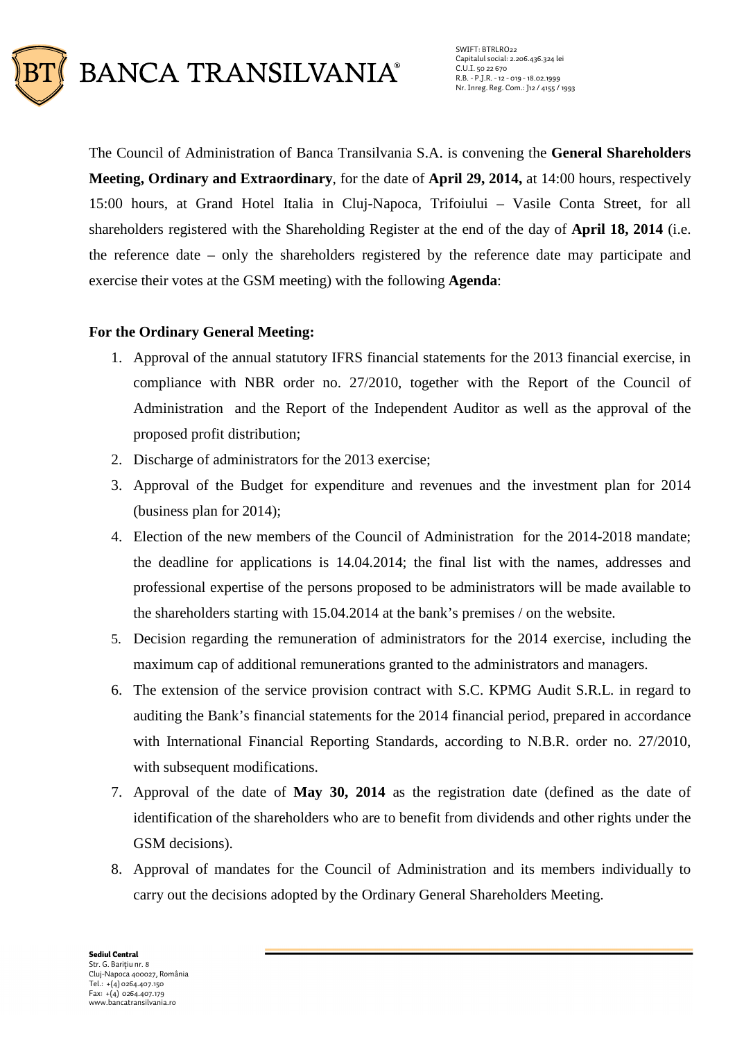**BANCA TRANSILVANIA**

SWIFT: BTRLRO22
Capitalul social: 2.206.436.324 lei
C.U.I. 50 22 670
R.B. - P.J.R. - 12 - 019 - 18.02.1999
Nr. Inreg. Reg. Com.: J12 / 4155 / 1993

The Council of Administration of Banca Transilvania S.A. is convening the **General Shareholders Meeting, Ordinary and Extraordinary**, for the date of **April 29, 2014,** at 14:00 hours, respectively 15:00 hours, at Grand Hotel Italia in Cluj-Napoca, Trifoiului – Vasile Conta Street, for all shareholders registered with the Shareholding Register at the end of the day of **April 18, 2014** (i.e. the reference date – only the shareholders registered by the reference date may participate and exercise their votes at the GSM meeting) with the following **Agenda**:

**For the Ordinary General Meeting:**

1. Approval of the annual statutory IFRS financial statements for the 2013 financial exercise, in compliance with NBR order no. 27/2010, together with the Report of the Council of Administration and the Report of the Independent Auditor as well as the approval of the proposed profit distribution;
2. Discharge of administrators for the 2013 exercise;
3. Approval of the Budget for expenditure and revenues and the investment plan for 2014 (business plan for 2014);
4. Election of the new members of the Council of Administration for the 2014-2018 mandate; the deadline for applications is 14.04.2014; the final list with the names, addresses and professional expertise of the persons proposed to be administrators will be made available to the shareholders starting with 15.04.2014 at the bank's premises / on the website.
5. Decision regarding the remuneration of administrators for the 2014 exercise, including the maximum cap of additional remunerations granted to the administrators and managers.
6. The extension of the service provision contract with S.C. KPMG Audit S.R.L. in regard to auditing the Bank's financial statements for the 2014 financial period, prepared in accordance with International Financial Reporting Standards, according to N.B.R. order no. 27/2010, with subsequent modifications.
7. Approval of the date of **May 30, 2014** as the registration date (defined as the date of identification of the shareholders who are to benefit from dividends and other rights under the GSM decisions).
8. Approval of mandates for the Council of Administration and its members individually to carry out the decisions adopted by the Ordinary General Shareholders Meeting.

**Sediul Central**
Str. G. Bariţiu nr. 8
Cluj-Napoca 400027, România
Tel.: +(4) 0264.407.150
Fax: +(4) 0264.407.179
www.bancatransilvania.ro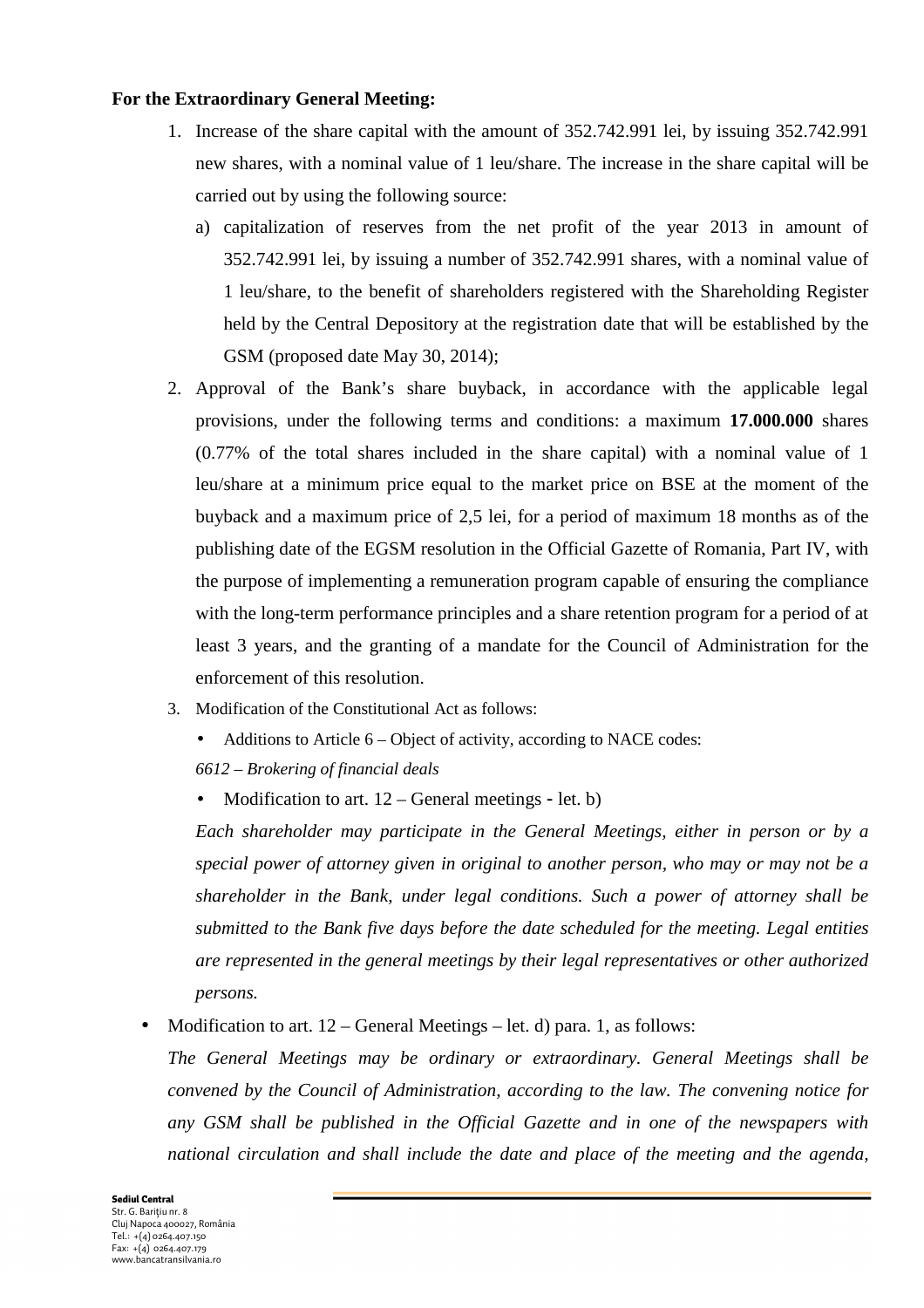**For the Extraordinary General Meeting:**

1. Increase of the share capital with the amount of 352.742.991 lei, by issuing 352.742.991 new shares, with a nominal value of 1 leu/share. The increase in the share capital will be carried out by using the following source:
   a) capitalization of reserves from the net profit of the year 2013 in amount of 352.742.991 lei, by issuing a number of 352.742.991 shares, with a nominal value of 1 leu/share, to the benefit of shareholders registered with the Shareholding Register held by the Central Depository at the registration date that will be established by the GSM (proposed date May 30, 2014);
2. Approval of the Bank's share buyback, in accordance with the applicable legal provisions, under the following terms and conditions: a maximum **17.000.000** shares (0.77% of the total shares included in the share capital) with a nominal value of 1 leu/share at a minimum price equal to the market price on BSE at the moment of the buyback and a maximum price of 2,5 lei, for a period of maximum 18 months as of the publishing date of the EGSM resolution in the Official Gazette of Romania, Part IV, with the purpose of implementing a remuneration program capable of ensuring the compliance with the long-term performance principles and a share retention program for a period of at least 3 years, and the granting of a mandate for the Council of Administration for the enforcement of this resolution.
3. Modification of the Constitutional Act as follows:
   - Additions to Article 6 – Object of activity, according to NACE codes:

   *6612 – Brokering of financial deals*

   - Modification to art. 12 – General meetings - let. b)

   *Each shareholder may participate in the General Meetings, either in person or by a special power of attorney given in original to another person, who may or may not be a shareholder in the Bank, under legal conditions. Such a power of attorney shall be submitted to the Bank five days before the date scheduled for the meeting. Legal entities are represented in the general meetings by their legal representatives or other authorized persons.*

- Modification to art. 12 – General Meetings – let. d) para. 1, as follows:

  *The General Meetings may be ordinary or extraordinary. General Meetings shall be convened by the Council of Administration, according to the law. The convening notice for any GSM shall be published in the Official Gazette and in one of the newspapers with national circulation and shall include the date and place of the meeting and the agenda,*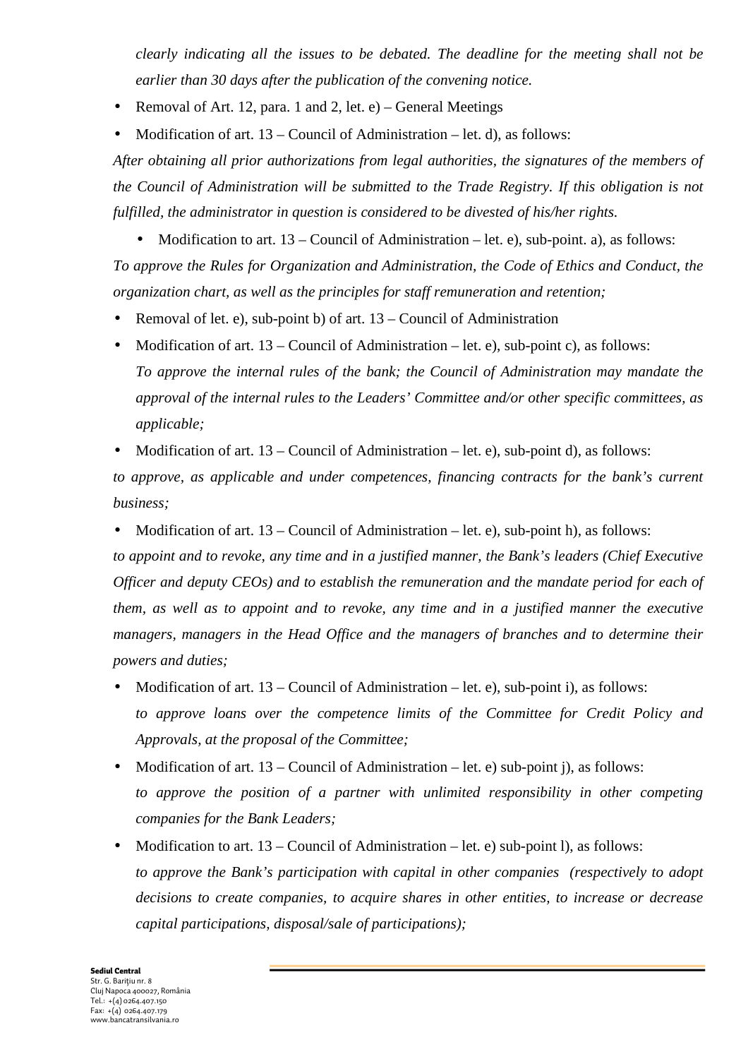*clearly indicating all the issues to be debated. The deadline for the meeting shall not be earlier than 30 days after the publication of the convening notice.*

- Removal of Art. 12, para. 1 and 2, let. e) – General Meetings
- Modification of art. 13 – Council of Administration – let. d), as follows:

*After obtaining all prior authorizations from legal authorities, the signatures of the members of the Council of Administration will be submitted to the Trade Registry. If this obligation is not fulfilled, the administrator in question is considered to be divested of his/her rights.*

- Modification to art. 13 – Council of Administration – let. e), sub-point. a), as follows:

*To approve the Rules for Organization and Administration, the Code of Ethics and Conduct, the organization chart, as well as the principles for staff remuneration and retention;*

- Removal of let. e), sub-point b) of art. 13 – Council of Administration
- Modification of art. 13 – Council of Administration – let. e), sub-point c), as follows:
  *To approve the internal rules of the bank; the Council of Administration may mandate the approval of the internal rules to the Leaders' Committee and/or other specific committees, as applicable;*
- Modification of art. 13 – Council of Administration – let. e), sub-point d), as follows:

*to approve, as applicable and under competences, financing contracts for the bank's current business;*

- Modification of art. 13 – Council of Administration – let. e), sub-point h), as follows:

*to appoint and to revoke, any time and in a justified manner, the Bank's leaders (Chief Executive Officer and deputy CEOs) and to establish the remuneration and the mandate period for each of them, as well as to appoint and to revoke, any time and in a justified manner the executive managers, managers in the Head Office and the managers of branches and to determine their powers and duties;*

- Modification of art. 13 – Council of Administration – let. e), sub-point i), as follows:
  *to approve loans over the competence limits of the Committee for Credit Policy and Approvals, at the proposal of the Committee;*
- Modification of art. 13 – Council of Administration – let. e) sub-point j), as follows:
  *to approve the position of a partner with unlimited responsibility in other competing companies for the Bank Leaders;*
- Modification to art. 13 – Council of Administration – let. e) sub-point l), as follows:
  *to approve the Bank's participation with capital in other companies (respectively to adopt decisions to create companies, to acquire shares in other entities, to increase or decrease capital participations, disposal/sale of participations);*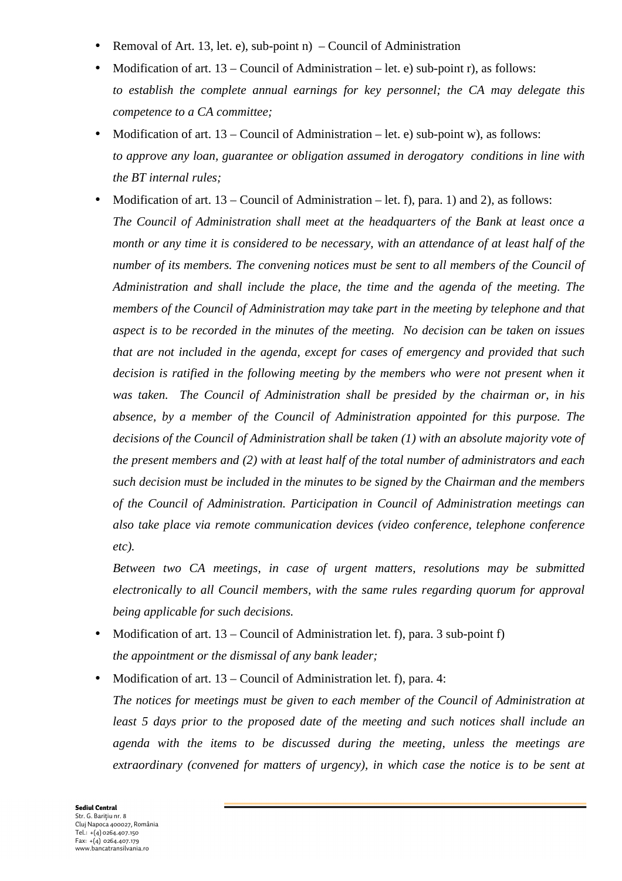- Removal of Art. 13, let. e), sub-point n) – Council of Administration
- Modification of art. 13 – Council of Administration – let. e) sub-point r), as follows:
  *to establish the complete annual earnings for key personnel; the CA may delegate this competence to a CA committee;*
- Modification of art. 13 – Council of Administration – let. e) sub-point w), as follows:
  *to approve any loan, guarantee or obligation assumed in derogatory conditions in line with the BT internal rules;*
- Modification of art. 13 – Council of Administration – let. f), para. 1) and 2), as follows:
  *The Council of Administration shall meet at the headquarters of the Bank at least once a month or any time it is considered to be necessary, with an attendance of at least half of the number of its members. The convening notices must be sent to all members of the Council of Administration and shall include the place, the time and the agenda of the meeting. The members of the Council of Administration may take part in the meeting by telephone and that aspect is to be recorded in the minutes of the meeting. No decision can be taken on issues that are not included in the agenda, except for cases of emergency and provided that such decision is ratified in the following meeting by the members who were not present when it was taken. The Council of Administration shall be presided by the chairman or, in his absence, by a member of the Council of Administration appointed for this purpose. The decisions of the Council of Administration shall be taken (1) with an absolute majority vote of the present members and (2) with at least half of the total number of administrators and each such decision must be included in the minutes to be signed by the Chairman and the members of the Council of Administration. Participation in Council of Administration meetings can also take place via remote communication devices (video conference, telephone conference etc).*

  *Between two CA meetings, in case of urgent matters, resolutions may be submitted electronically to all Council members, with the same rules regarding quorum for approval being applicable for such decisions.*
- Modification of art. 13 – Council of Administration let. f), para. 3 sub-point f)
  *the appointment or the dismissal of any bank leader;*
- Modification of art. 13 – Council of Administration let. f), para. 4:
  *The notices for meetings must be given to each member of the Council of Administration at least 5 days prior to the proposed date of the meeting and such notices shall include an agenda with the items to be discussed during the meeting, unless the meetings are extraordinary (convened for matters of urgency), in which case the notice is to be sent at*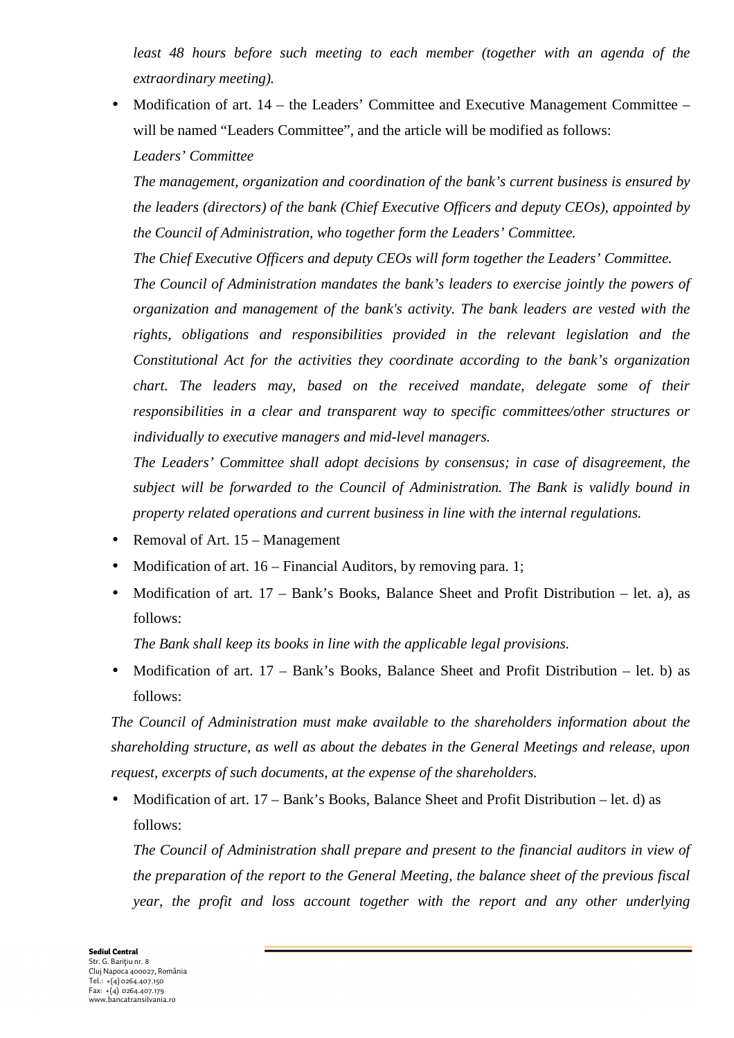*least 48 hours before such meeting to each member (together with an agenda of the extraordinary meeting).*

- Modification of art. 14 – the Leaders' Committee and Executive Management Committee – will be named "Leaders Committee", and the article will be modified as follows:

  *Leaders' Committee*

  *The management, organization and coordination of the bank's current business is ensured by the leaders (directors) of the bank (Chief Executive Officers and deputy CEOs), appointed by the Council of Administration, who together form the Leaders' Committee.*

  *The Chief Executive Officers and deputy CEOs will form together the Leaders' Committee.*

  *The Council of Administration mandates the bank's leaders to exercise jointly the powers of organization and management of the bank's activity. The bank leaders are vested with the rights, obligations and responsibilities provided in the relevant legislation and the Constitutional Act for the activities they coordinate according to the bank's organization chart. The leaders may, based on the received mandate, delegate some of their responsibilities in a clear and transparent way to specific committees/other structures or individually to executive managers and mid-level managers.*

  *The Leaders' Committee shall adopt decisions by consensus; in case of disagreement, the subject will be forwarded to the Council of Administration. The Bank is validly bound in property related operations and current business in line with the internal regulations.*

- Removal of Art. 15 – Management
- Modification of art. 16 – Financial Auditors, by removing para. 1;
- Modification of art. 17 – Bank's Books, Balance Sheet and Profit Distribution – let. a), as follows:

  *The Bank shall keep its books in line with the applicable legal provisions.*

- Modification of art. 17 – Bank's Books, Balance Sheet and Profit Distribution – let. b) as follows:

*The Council of Administration must make available to the shareholders information about the shareholding structure, as well as about the debates in the General Meetings and release, upon request, excerpts of such documents, at the expense of the shareholders.*

- Modification of art. 17 – Bank's Books, Balance Sheet and Profit Distribution – let. d) as follows:

  *The Council of Administration shall prepare and present to the financial auditors in view of the preparation of the report to the General Meeting, the balance sheet of the previous fiscal year, the profit and loss account together with the report and any other underlying*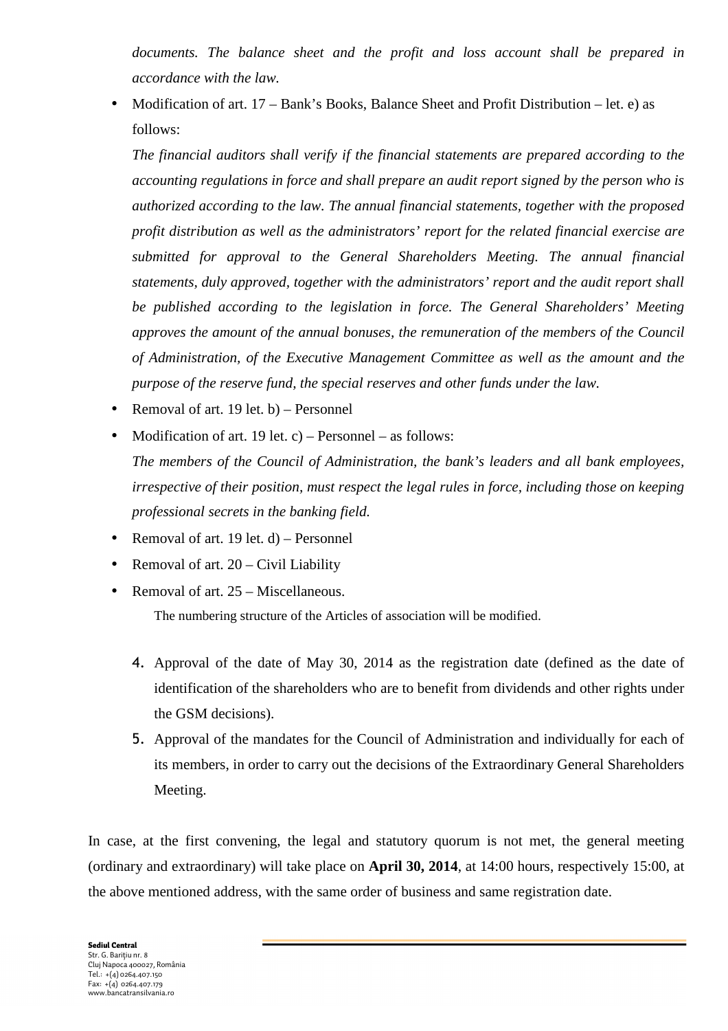*documents. The balance sheet and the profit and loss account shall be prepared in accordance with the law.*

- Modification of art. 17 – Bank's Books, Balance Sheet and Profit Distribution – let. e) as follows:

  *The financial auditors shall verify if the financial statements are prepared according to the accounting regulations in force and shall prepare an audit report signed by the person who is authorized according to the law. The annual financial statements, together with the proposed profit distribution as well as the administrators' report for the related financial exercise are submitted for approval to the General Shareholders Meeting. The annual financial statements, duly approved, together with the administrators' report and the audit report shall be published according to the legislation in force. The General Shareholders' Meeting approves the amount of the annual bonuses, the remuneration of the members of the Council of Administration, of the Executive Management Committee as well as the amount and the purpose of the reserve fund, the special reserves and other funds under the law.*

- Removal of art. 19 let. b) – Personnel
- Modification of art. 19 let. c) – Personnel – as follows:

  *The members of the Council of Administration, the bank's leaders and all bank employees, irrespective of their position, must respect the legal rules in force, including those on keeping professional secrets in the banking field.*

- Removal of art. 19 let. d) – Personnel
- Removal of art. 20 – Civil Liability
- Removal of art. 25 – Miscellaneous.

  The numbering structure of the Articles of association will be modified.

4. Approval of the date of May 30, 2014 as the registration date (defined as the date of identification of the shareholders who are to benefit from dividends and other rights under the GSM decisions).
5. Approval of the mandates for the Council of Administration and individually for each of its members, in order to carry out the decisions of the Extraordinary General Shareholders Meeting.

In case, at the first convening, the legal and statutory quorum is not met, the general meeting (ordinary and extraordinary) will take place on **April 30, 2014**, at 14:00 hours, respectively 15:00, at the above mentioned address, with the same order of business and same registration date.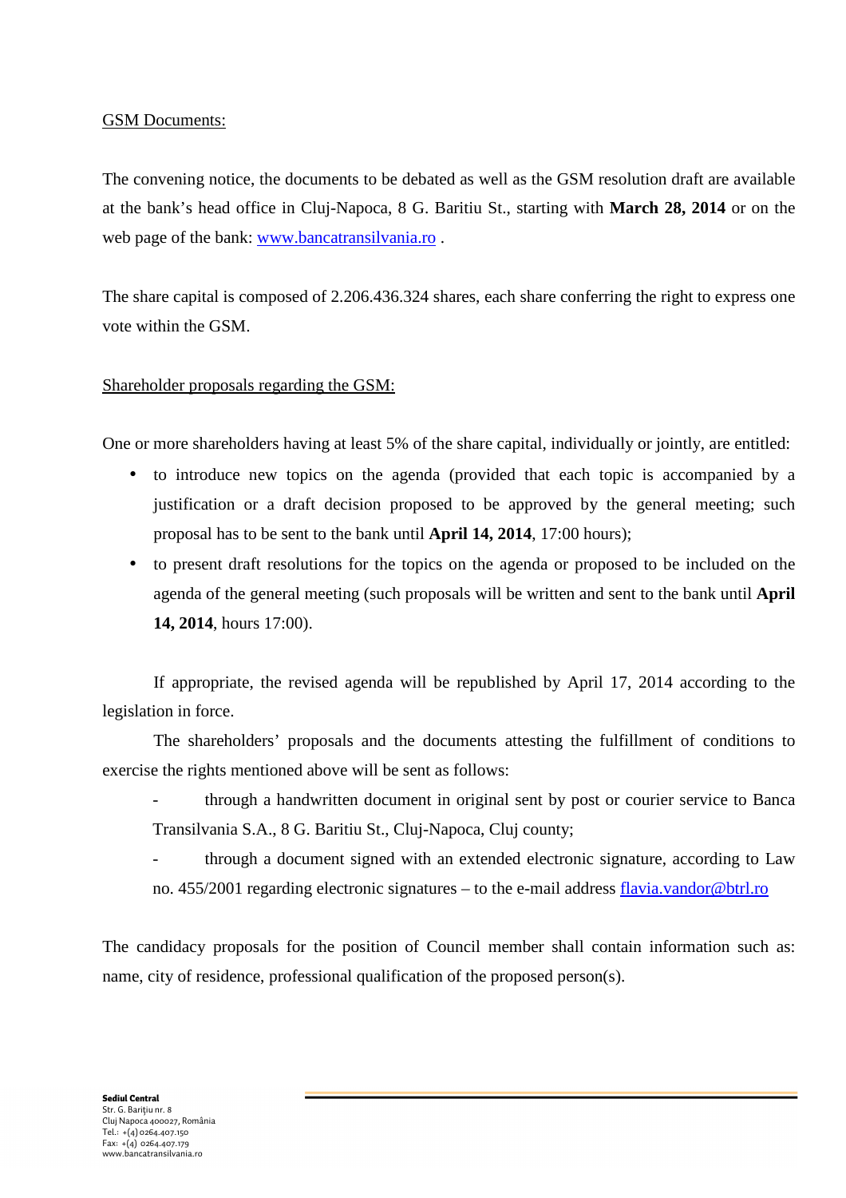GSM Documents:

The convening notice, the documents to be debated as well as the GSM resolution draft are available at the bank's head office in Cluj-Napoca, 8 G. Baritiu St., starting with **March 28, 2014** or on the web page of the bank: www.bancatransilvania.ro .

The share capital is composed of 2.206.436.324 shares, each share conferring the right to express one vote within the GSM.

Shareholder proposals regarding the GSM:

One or more shareholders having at least 5% of the share capital, individually or jointly, are entitled:

- to introduce new topics on the agenda (provided that each topic is accompanied by a justification or a draft decision proposed to be approved by the general meeting; such proposal has to be sent to the bank until **April 14, 2014**, 17:00 hours);
- to present draft resolutions for the topics on the agenda or proposed to be included on the agenda of the general meeting (such proposals will be written and sent to the bank until **April 14, 2014**, hours 17:00).

If appropriate, the revised agenda will be republished by April 17, 2014 according to the legislation in force.

The shareholders' proposals and the documents attesting the fulfillment of conditions to exercise the rights mentioned above will be sent as follows:

- through a handwritten document in original sent by post or courier service to Banca Transilvania S.A., 8 G. Baritiu St., Cluj-Napoca, Cluj county;
- through a document signed with an extended electronic signature, according to Law no. 455/2001 regarding electronic signatures – to the e-mail address flavia.vandor@btrl.ro

The candidacy proposals for the position of Council member shall contain information such as: name, city of residence, professional qualification of the proposed person(s).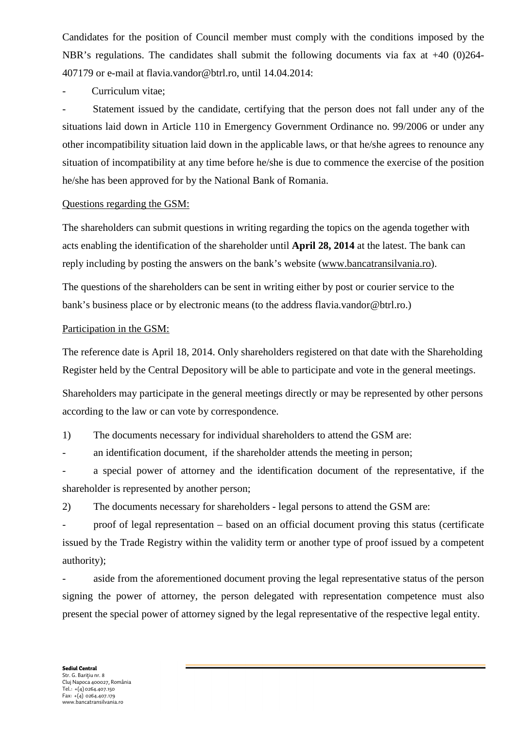Candidates for the position of Council member must comply with the conditions imposed by the NBR's regulations. The candidates shall submit the following documents via fax at +40 (0)264-407179 or e-mail at flavia.vandor@btrl.ro, until 14.04.2014:

- Curriculum vitae;
- Statement issued by the candidate, certifying that the person does not fall under any of the situations laid down in Article 110 in Emergency Government Ordinance no. 99/2006 or under any other incompatibility situation laid down in the applicable laws, or that he/she agrees to renounce any situation of incompatibility at any time before he/she is due to commence the exercise of the position he/she has been approved for by the National Bank of Romania.

Questions regarding the GSM:

The shareholders can submit questions in writing regarding the topics on the agenda together with acts enabling the identification of the shareholder until **April 28, 2014** at the latest. The bank can reply including by posting the answers on the bank's website (www.bancatransilvania.ro).

The questions of the shareholders can be sent in writing either by post or courier service to the bank's business place or by electronic means (to the address flavia.vandor@btrl.ro.)

Participation in the GSM:

The reference date is April 18, 2014. Only shareholders registered on that date with the Shareholding Register held by the Central Depository will be able to participate and vote in the general meetings.

Shareholders may participate in the general meetings directly or may be represented by other persons according to the law or can vote by correspondence.

1) The documents necessary for individual shareholders to attend the GSM are:

- an identification document, if the shareholder attends the meeting in person;
- a special power of attorney and the identification document of the representative, if the shareholder is represented by another person;

2) The documents necessary for shareholders - legal persons to attend the GSM are:

- proof of legal representation – based on an official document proving this status (certificate issued by the Trade Registry within the validity term or another type of proof issued by a competent authority);
- aside from the aforementioned document proving the legal representative status of the person signing the power of attorney, the person delegated with representation competence must also present the special power of attorney signed by the legal representative of the respective legal entity.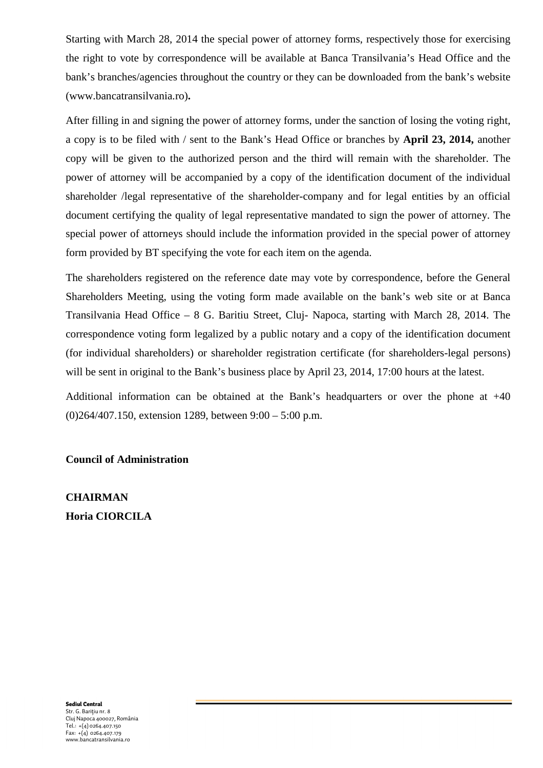Starting with March 28, 2014 the special power of attorney forms, respectively those for exercising the right to vote by correspondence will be available at Banca Transilvania's Head Office and the bank's branches/agencies throughout the country or they can be downloaded from the bank's website (www.bancatransilvania.ro)**.**

After filling in and signing the power of attorney forms, under the sanction of losing the voting right, a copy is to be filed with / sent to the Bank's Head Office or branches by **April 23, 2014,** another copy will be given to the authorized person and the third will remain with the shareholder. The power of attorney will be accompanied by a copy of the identification document of the individual shareholder /legal representative of the shareholder-company and for legal entities by an official document certifying the quality of legal representative mandated to sign the power of attorney. The special power of attorneys should include the information provided in the special power of attorney form provided by BT specifying the vote for each item on the agenda.

The shareholders registered on the reference date may vote by correspondence, before the General Shareholders Meeting, using the voting form made available on the bank's web site or at Banca Transilvania Head Office – 8 G. Baritiu Street, Cluj- Napoca, starting with March 28, 2014. The correspondence voting form legalized by a public notary and a copy of the identification document (for individual shareholders) or shareholder registration certificate (for shareholders-legal persons) will be sent in original to the Bank's business place by April 23, 2014, 17:00 hours at the latest.

Additional information can be obtained at the Bank's headquarters or over the phone at +40 (0)264/407.150, extension 1289, between 9:00 – 5:00 p.m.

**Council of Administration**

**CHAIRMAN**
**Horia CIORCILA**

**Sediul Central**
Str. G. Bariţiu nr. 8
Cluj Napoca 400027, România
Tel.: +(4) 0264.407.150
Fax: +(4) 0264.407.179
www.bancatransilvania.ro